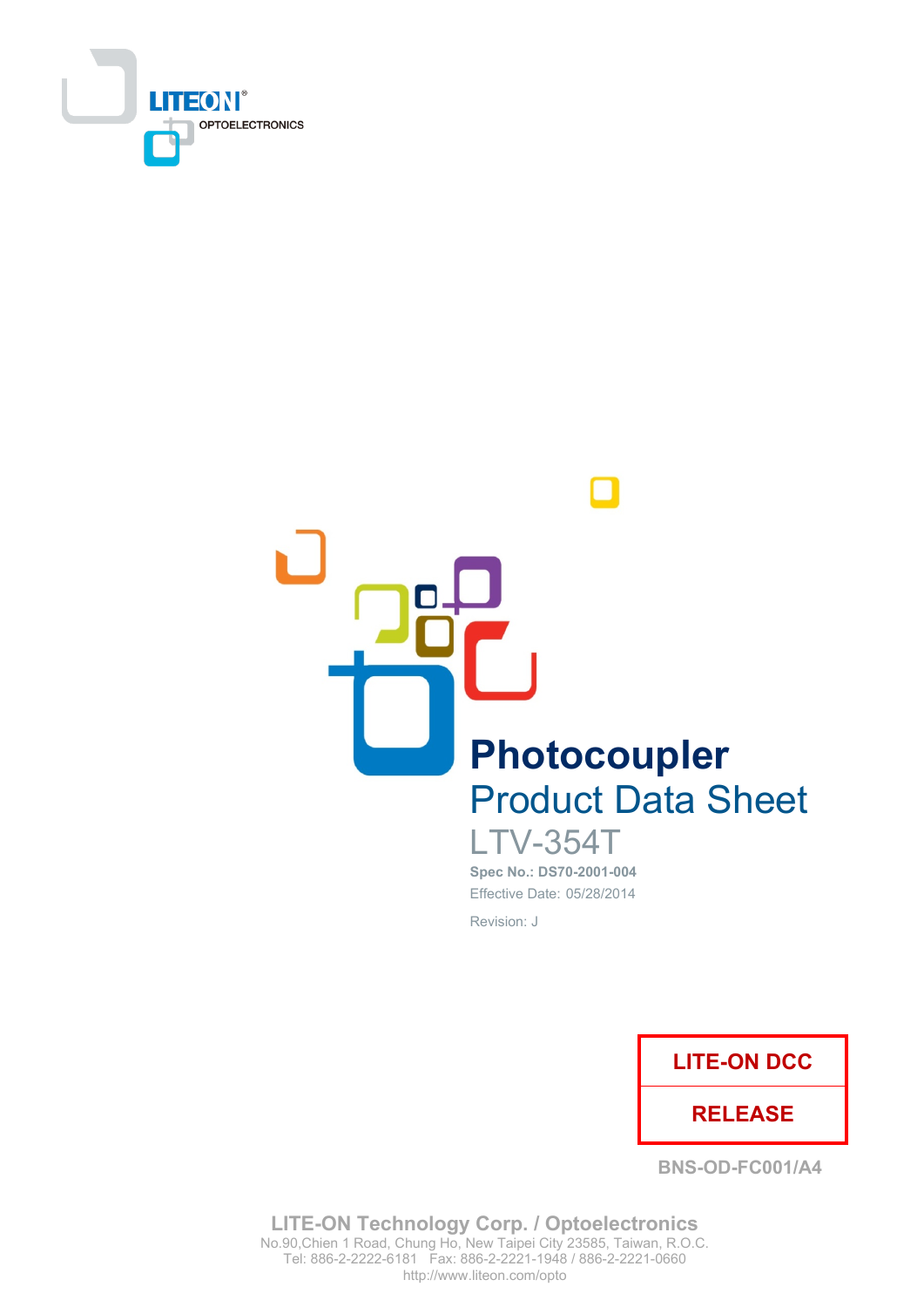LITEON OPTOELECTRONICS

# Photocoupler

## Product Data Sheet

## LTV-354T

**Spec No.: DS70-2001-004**

Effective Date: 05/28/2014

Revision: J

| LITE-ON DCC |
|---|
| RELEASE |

BNS-OD-FC001/A4

**LITE-ON Technology Corp. / Optoelectronics**
No.90,Chien 1 Road, Chung Ho, New Taipei City 23585, Taiwan, R.O.C.
Tel: 886-2-2222-6181 Fax: 886-2-2221-1948 / 886-2-2221-0660
http://www.liteon.com/opto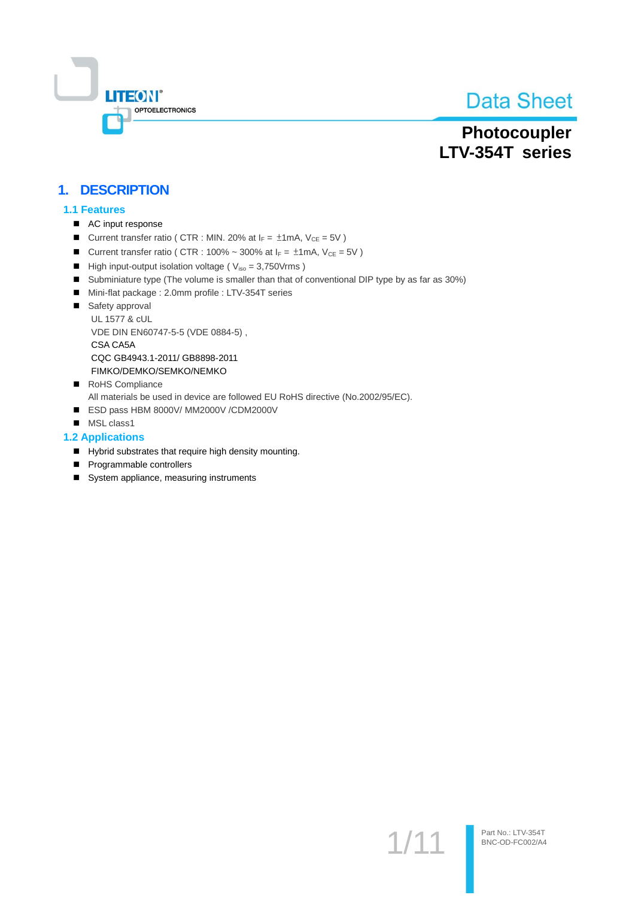# Data Sheet

## Photocoupler
## LTV-354T series

# 1. DESCRIPTION

## 1.1 Features

- AC input response
- Current transfer ratio ( CTR : MIN. 20% at $I_F$ = ±1mA, $V_{CE}$ = 5V )
- Current transfer ratio ( CTR : 100% ~ 300% at $I_F$ = ±1mA, $V_{CE}$ = 5V )
- High input-output isolation voltage ( $V_{iso}$ = 3,750Vrms )
- Subminiature type (The volume is smaller than that of conventional DIP type by as far as 30%)
- Mini-flat package : 2.0mm profile : LTV-354T series
- Safety approval
  UL 1577 & cUL
  VDE DIN EN60747-5-5 (VDE 0884-5) ,
  CSA CA5A
  CQC GB4943.1-2011/ GB8898-2011
  FIMKO/DEMKO/SEMKO/NEMKO
- RoHS Compliance
  All materials be used in device are followed EU RoHS directive (No.2002/95/EC).
- ESD pass HBM 8000V/ MM2000V /CDM2000V
- MSL class1

## 1.2 Applications

- Hybrid substrates that require high density mounting.
- Programmable controllers
- System appliance, measuring instruments

Part No.: LTV-354T
BNC-OD-FC002/A4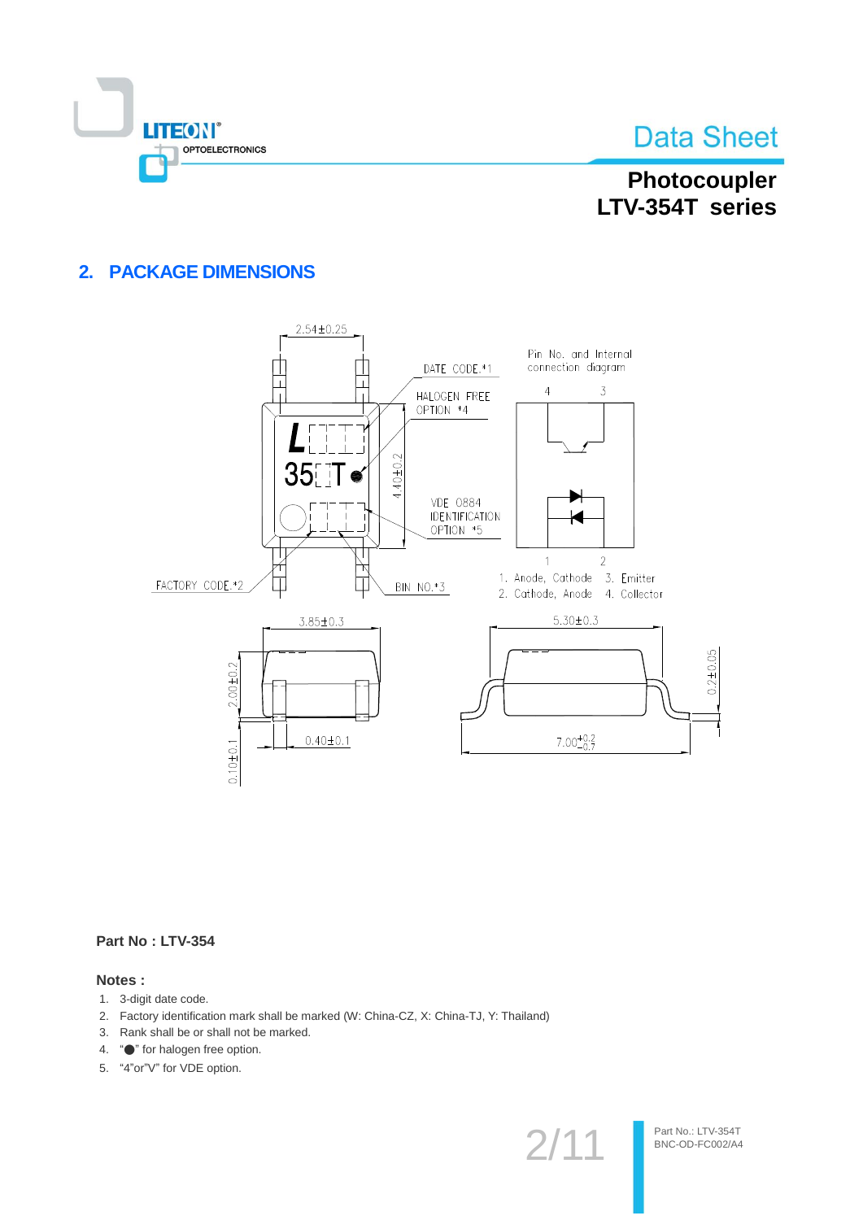## 2. PACKAGE DIMENSIONS

Part No : LTV-354

**Notes :**

1. 3-digit date code.
2. Factory identification mark shall be marked (W: China-CZ, X: China-TJ, Y: Thailand)
3. Rank shall be or shall not be marked.
4. "●" for halogen free option.
5. "4"or"V" for VDE option.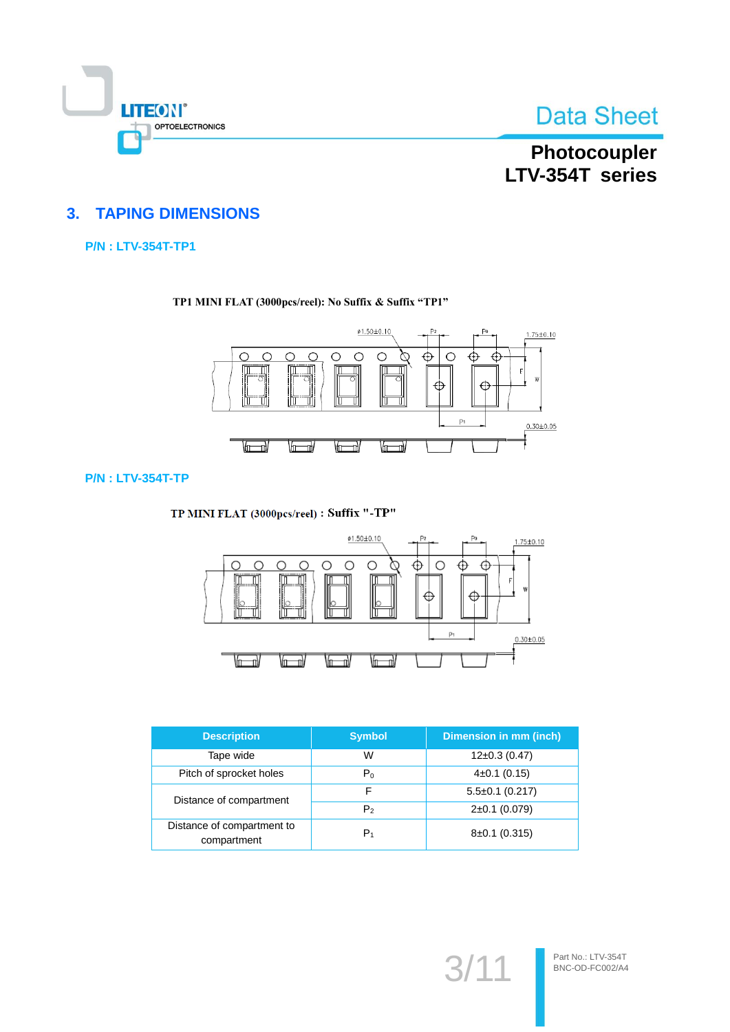## 3. TAPING DIMENSIONS

**P/N : LTV-354T-TP1**

**TP1 MINI FLAT (3000pcs/reel): No Suffix & Suffix "TP1"**

**P/N : LTV-354T-TP**

**TP MINI FLAT (3000pcs/reel) : Suffix "-TP"**

| Description | Symbol | Dimension in mm (inch) |
|---|---|---|
| Tape wide | W | 12±0.3 (0.47) |
| Pitch of sprocket holes | $P_0$ | 4±0.1 (0.15) |
| Distance of compartment | F | 5.5±0.1 (0.217) |
| | $P_2$ | 2±0.1 (0.079) |
| Distance of compartment to compartment | $P_1$ | 8±0.1 (0.315) |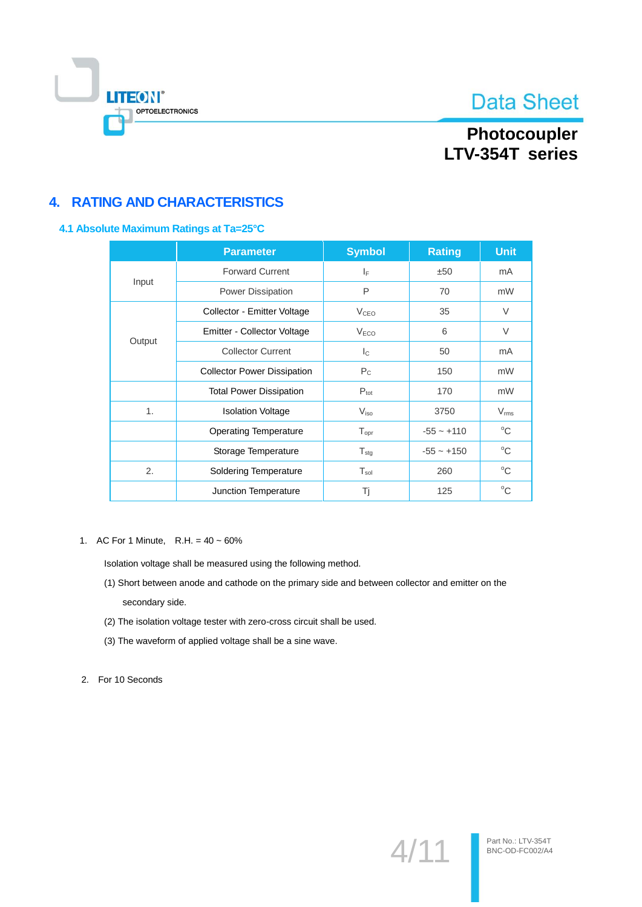## 4. RATING AND CHARACTERISTICS

### 4.1 Absolute Maximum Ratings at Ta=25°C

| | Parameter | Symbol | Rating | Unit |
|---|---|---|---|---|
| Input | Forward Current | $I_F$ | ±50 | mA |
| | Power Dissipation | P | 70 | mW |
| Output | Collector - Emitter Voltage | $V_{CEO}$ | 35 | V |
| | Emitter - Collector Voltage | $V_{ECO}$ | 6 | V |
| | Collector Current | $I_C$ | 50 | mA |
| | Collector Power Dissipation | $P_C$ | 150 | mW |
| | Total Power Dissipation | $P_{tot}$ | 170 | mW |
| 1. | Isolation Voltage | $V_{iso}$ | 3750 | $V_{rms}$ |
| | Operating Temperature | $T_{opr}$ | -55 ~ +110 | °C |
| | Storage Temperature | $T_{stg}$ | -55 ~ +150 | °C |
| 2. | Soldering Temperature | $T_{sol}$ | 260 | °C |
| | Junction Temperature | Tj | 125 | °C |

1. AC For 1 Minute, R.H. = 40 ~ 60%

   Isolation voltage shall be measured using the following method.

   (1) Short between anode and cathode on the primary side and between collector and emitter on the secondary side.

   (2) The isolation voltage tester with zero-cross circuit shall be used.

   (3) The waveform of applied voltage shall be a sine wave.

2. For 10 Seconds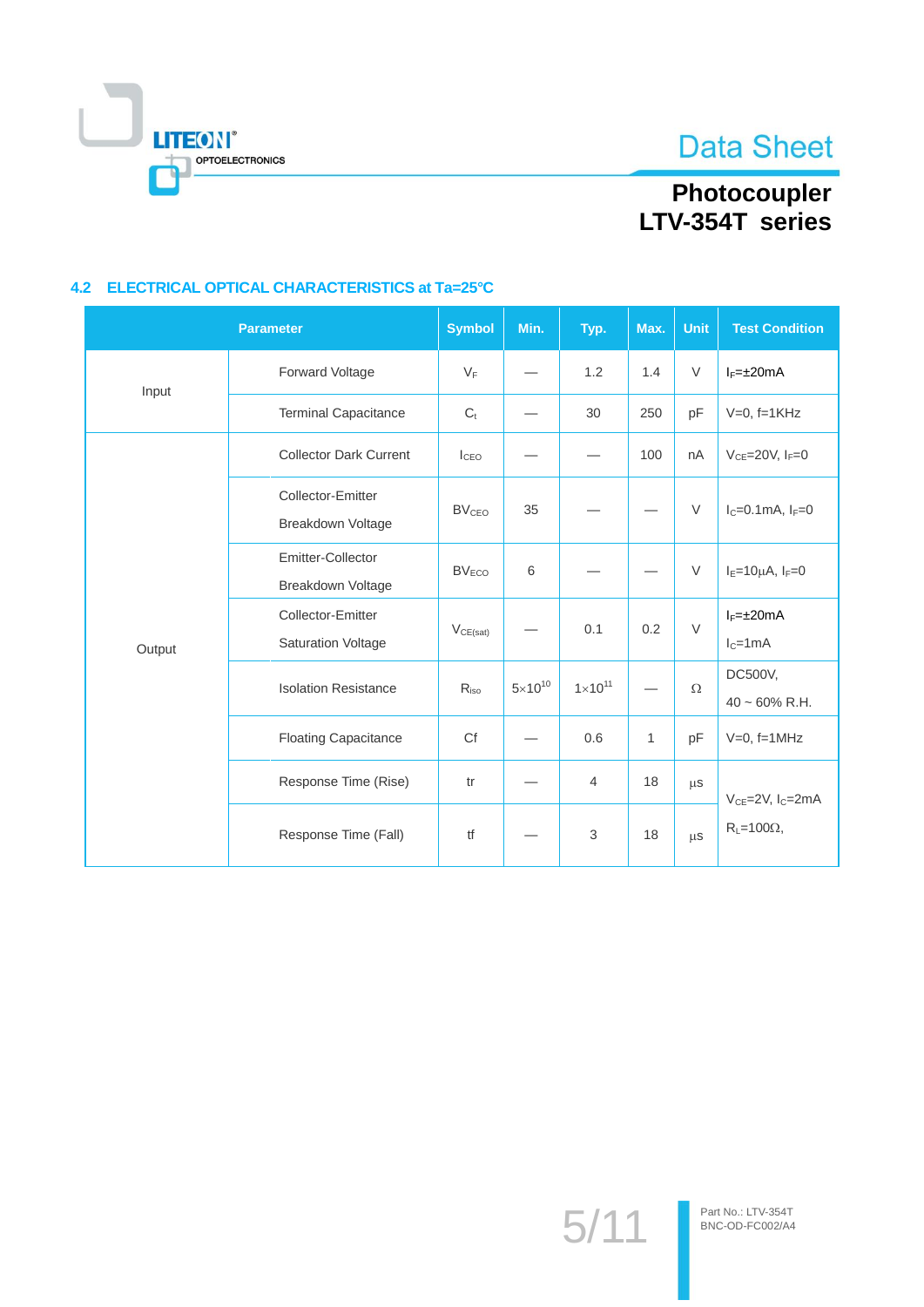#### 4.2 ELECTRICAL OPTICAL CHARACTERISTICS at Ta=25°C

| Parameter | | Symbol | Min. | Typ. | Max. | Unit | Test Condition |
|---|---|---|---|---|---|---|---|
| Input | Forward Voltage | $V_F$ | — | 1.2 | 1.4 | V | $I_F$=±20mA |
| | Terminal Capacitance | $C_t$ | — | 30 | 250 | pF | V=0, f=1KHz |
| Output | Collector Dark Current | $I_{CEO}$ | — | — | 100 | nA | $V_{CE}$=20V, $I_F$=0 |
| | Collector-Emitter Breakdown Voltage | $BV_{CEO}$ | 35 | — | — | V | $I_C$=0.1mA, $I_F$=0 |
| | Emitter-Collector Breakdown Voltage | $BV_{ECO}$ | 6 | — | — | V | $I_E$=10μA, $I_F$=0 |
| | Collector-Emitter Saturation Voltage | $V_{CE(sat)}$ | — | 0.1 | 0.2 | V | $I_F$=±20mA $I_C$=1mA |
| | Isolation Resistance | $R_{iso}$ | $5\times10^{10}$ | $1\times10^{11}$ | — | Ω | DC500V, 40 ~ 60% R.H. |
| | Floating Capacitance | Cf | — | 0.6 | 1 | pF | V=0, f=1MHz |
| | Response Time (Rise) | tr | — | 4 | 18 | μs | $V_{CE}$=2V, $I_C$=2mA $R_L$=100Ω, |
| | Response Time (Fall) | tf | — | 3 | 18 | μs | |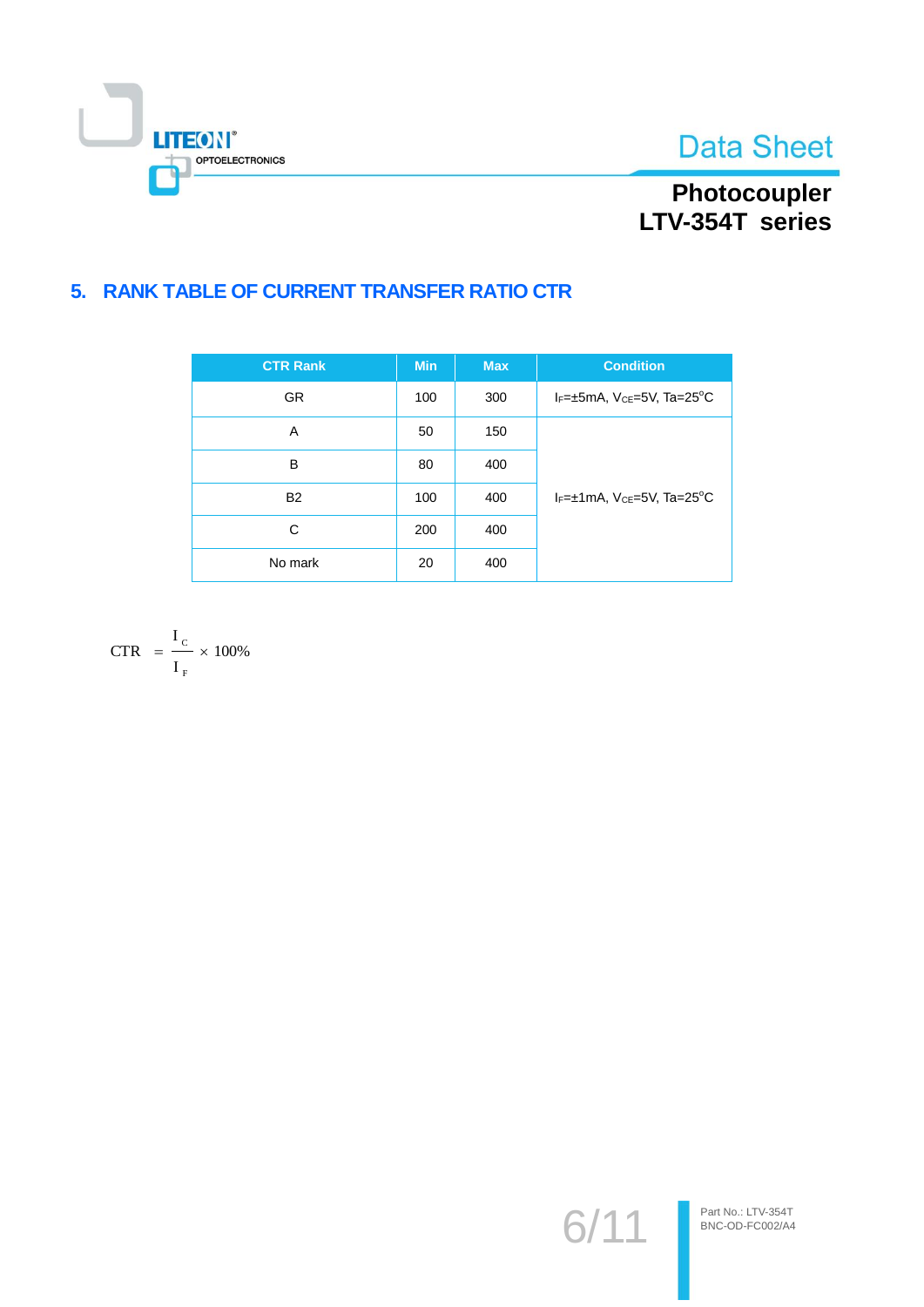## 5. RANK TABLE OF CURRENT TRANSFER RATIO CTR

| CTR Rank | Min | Max | Condition |
|---|---|---|---|
| GR | 100 | 300 | $I_F$=±5mA, $V_{CE}$=5V, Ta=25°C |
| A | 50 | 150 | $I_F$=±1mA, $V_{CE}$=5V, Ta=25°C |
| B | 80 | 400 | |
| B2 | 100 | 400 | |
| C | 200 | 400 | |
| No mark | 20 | 400 | |

$$CTR = \frac{I_C}{I_F} \times 100\%$$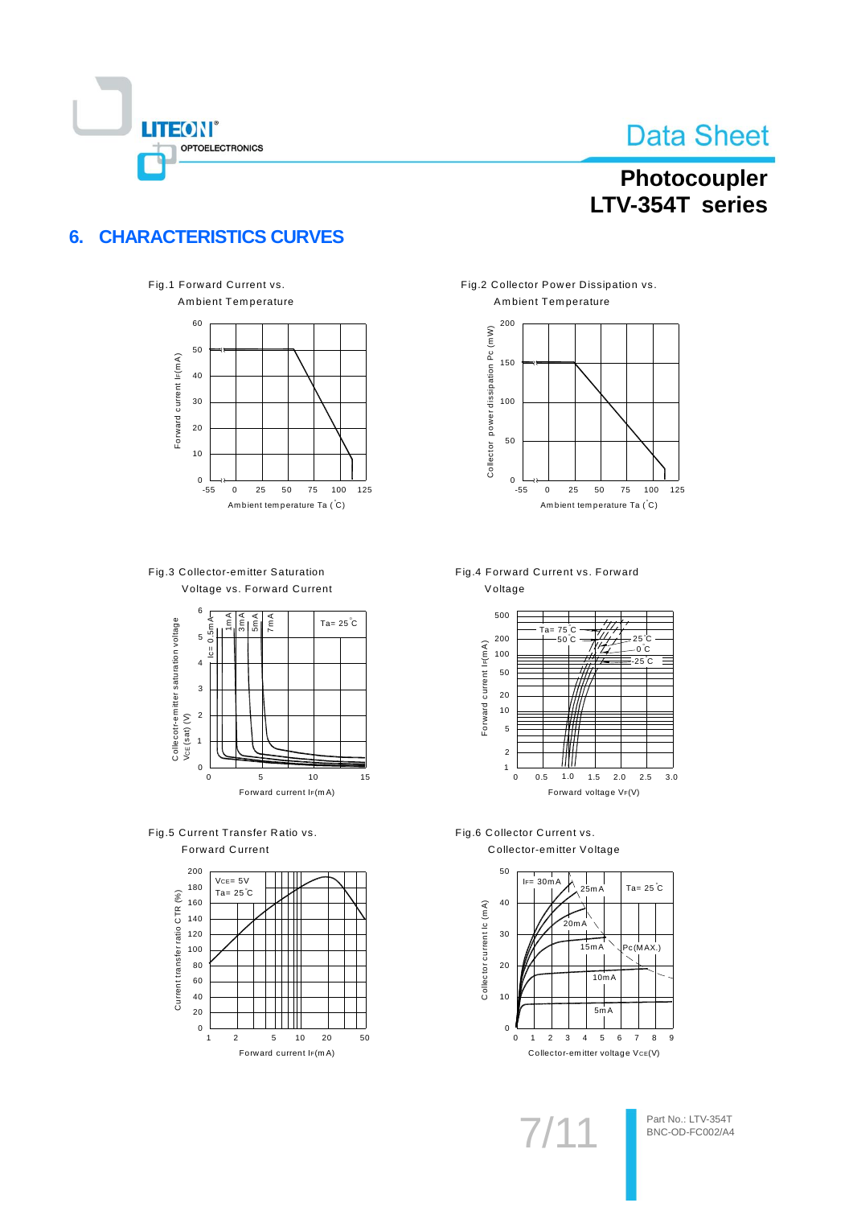## 6. CHARACTERISTICS CURVES

Fig.1 Forward Current vs. Ambient Temperature

Forward current $I_F$(mA)

Ambient temperature Ta (°C)

Fig.2 Collector Power Dissipation vs. Ambient Temperature

Collector power dissipation Pc (mW)

Ambient temperature Ta (°C)

Fig.3 Collector-emitter Saturation Voltage vs. Forward Current

Collecotr-emitter saturation voltage $V_{CE}$(sat) (V)

Ta= 25°C

Ic= 0.5mA, 1mA, 3mA, 5mA, 7mA

Forward current $I_F$(mA)

Fig.4 Forward Current vs. Forward Voltage

Forward current $I_F$(mA)

Ta= 75°C, 50°C, 25°C, 0°C, -25°C

Forward voltage $V_F$(V)

Fig.5 Current Transfer Ratio vs. Forward Current

Current transfer ratio CTR (%)

$V_{CE}$= 5V
Ta= 25°C

Forward current $I_F$(mA)

Fig.6 Collector Current vs. Collector-emitter Voltage

Collector current Ic (mA)

$I_F$= 30mA, 25mA, 20mA, 15mA, 10mA, 5mA

Ta= 25°C

Pc(MAX.)

Collector-emitter voltage $V_{CE}$(V)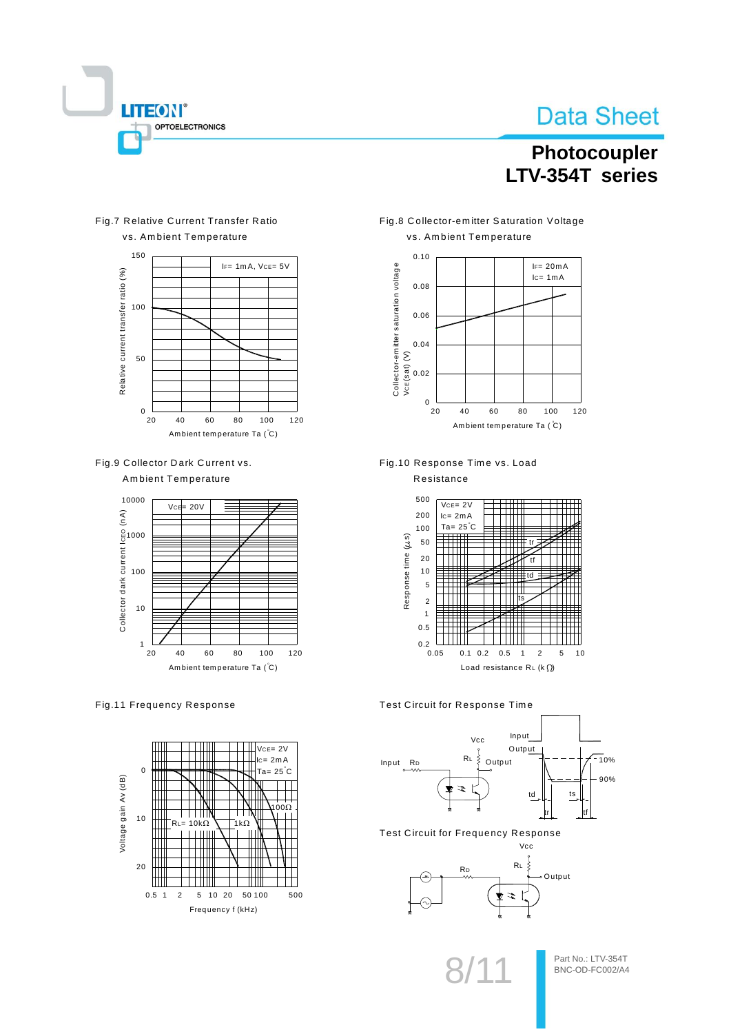Fig.7 Relative Current Transfer Ratio vs. Ambient Temperature

$I_F$= 1mA, $V_{CE}$= 5V

Relative current transfer ratio (%)

Ambient temperature Ta (°C)

Fig.8 Collector-emitter Saturation Voltage vs. Ambient Temperature

$I_F$= 20mA
$I_C$= 1mA

Collector-emitter saturation voltage $V_{CE(sat)}$ (V)

Ambient temperature Ta (°C)

Fig.9 Collector Dark Current vs. Ambient Temperature

$V_{CE}$= 20V

Collector dark current $I_{CEO}$ (nA)

Ambient temperature Ta (°C)

Fig.10 Response Time vs. Load Resistance

$V_{CE}$= 2V
$I_C$= 2mA
Ta= 25°C

Response time (μs)

Load resistance $R_L$ (kΩ)

Fig.11 Frequency Response

$V_{CE}$= 2V
$I_C$= 2mA
Ta= 25°C

Voltage gain Av (dB)

Frequency f (kHz)

Test Circuit for Response Time

Test Circuit for Frequency Response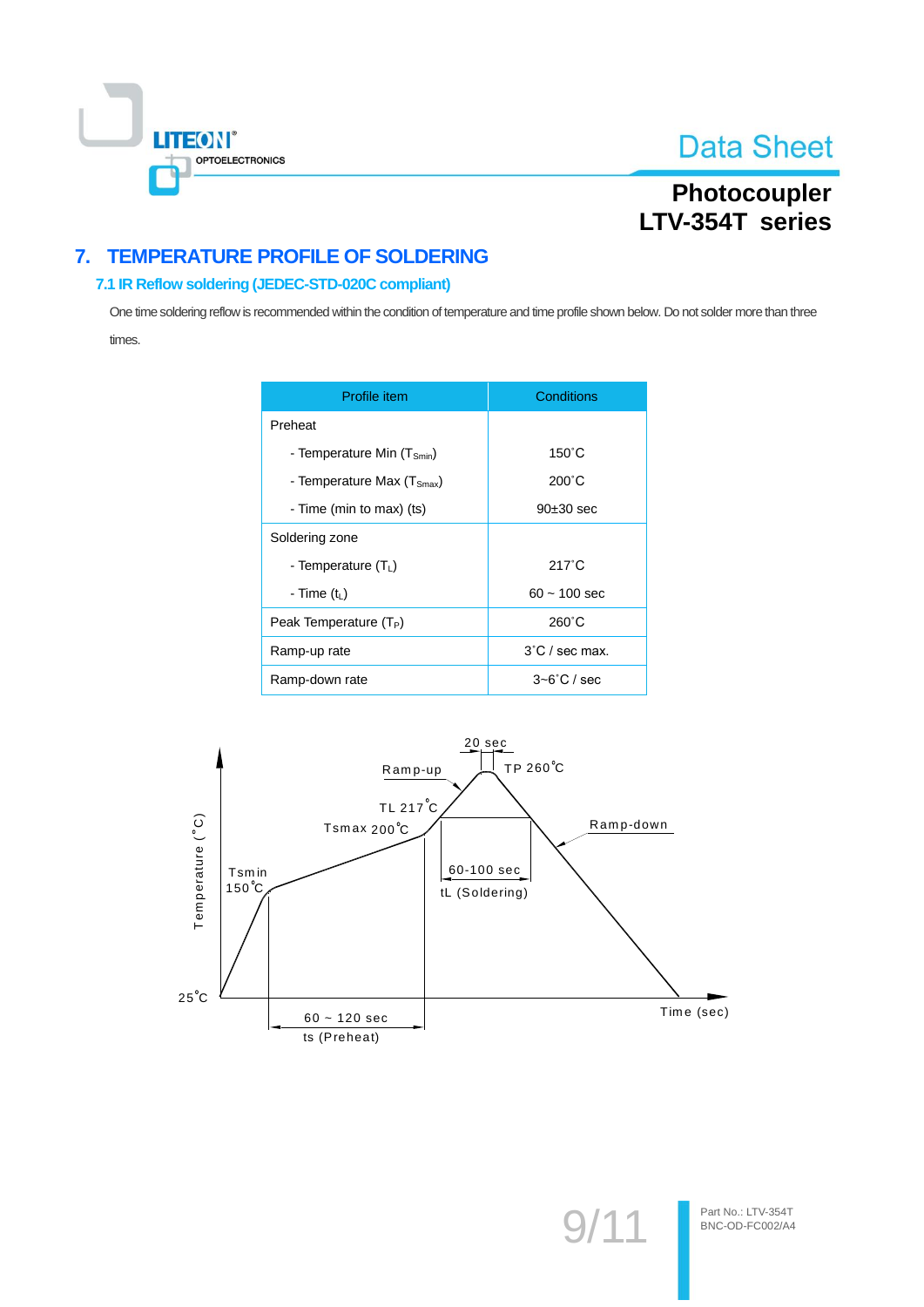## 7. TEMPERATURE PROFILE OF SOLDERING

### 7.1 IR Reflow soldering (JEDEC-STD-020C compliant)

One time soldering reflow is recommended within the condition of temperature and time profile shown below. Do not solder more than three times.

| Profile item | Conditions |
|---|---|
| Preheat | |
| - Temperature Min ($T_{Smin}$) | 150˚C |
| - Temperature Max ($T_{Smax}$) | 200˚C |
| - Time (min to max) (ts) | 90±30 sec |
| Soldering zone | |
| - Temperature ($T_L$) | 217˚C |
| - Time ($t_L$) | 60 ~ 100 sec |
| Peak Temperature ($T_P$) | 260˚C |
| Ramp-up rate | 3˚C / sec max. |
| Ramp-down rate | 3~6˚C / sec |

Temperature (˚C)

Time (sec)

25˚C

Tsmin 150˚C

Tsmax 200˚C

TL 217˚C

TP 260˚C

Ramp-up

Ramp-down

20 sec

60-100 sec

tL (Soldering)

60 ~ 120 sec

ts (Preheat)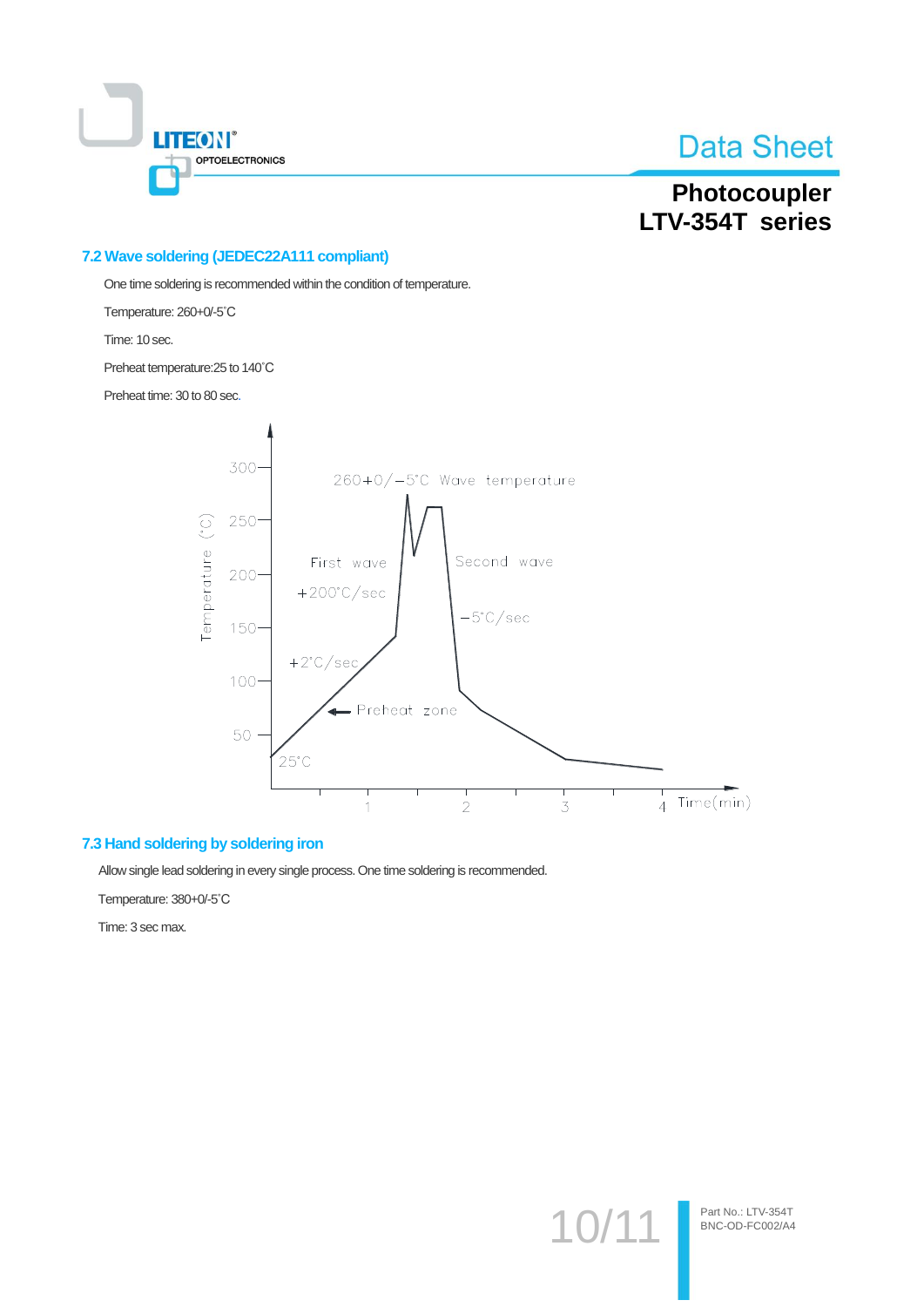## 7.2 Wave soldering (JEDEC22A111 compliant)

One time soldering is recommended within the condition of temperature.

Temperature: 260+0/-5˚C

Time: 10 sec.

Preheat temperature:25 to 140˚C

Preheat time: 30 to 80 sec.

## 7.3 Hand soldering by soldering iron

Allow single lead soldering in every single process. One time soldering is recommended.

Temperature: 380+0/-5˚C

Time: 3 sec max.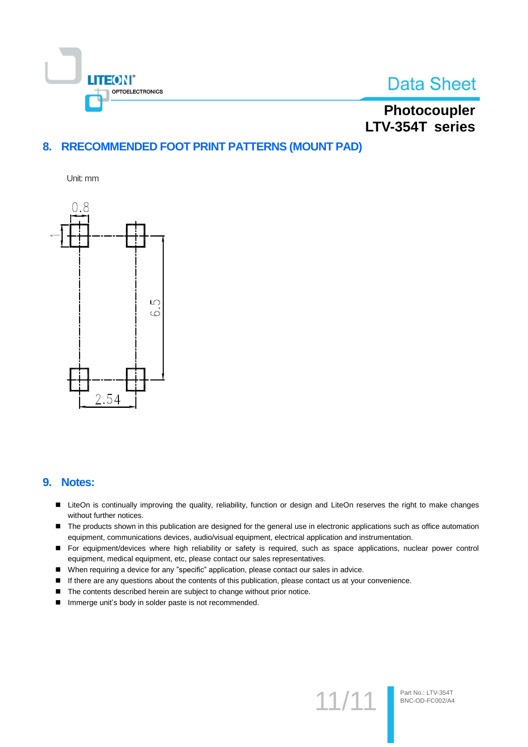## 8. RRECOMMENDED FOOT PRINT PATTERNS (MOUNT PAD)

Unit: mm

0.8

1

6.5

2.54

## 9. Notes:

- LiteOn is continually improving the quality, reliability, function or design and LiteOn reserves the right to make changes without further notices.
- The products shown in this publication are designed for the general use in electronic applications such as office automation equipment, communications devices, audio/visual equipment, electrical application and instrumentation.
- For equipment/devices where high reliability or safety is required, such as space applications, nuclear power control equipment, medical equipment, etc, please contact our sales representatives.
- When requiring a device for any "specific" application, please contact our sales in advice.
- If there are any questions about the contents of this publication, please contact us at your convenience.
- The contents described herein are subject to change without prior notice.
- Immerge unit's body in solder paste is not recommended.